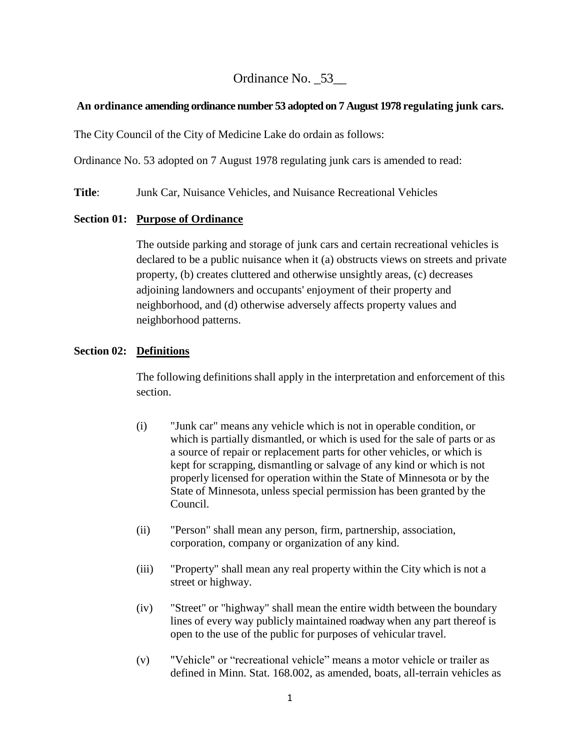# Ordinance No. _53__

**An ordinance amending ordinance number 53 adopted on 7 August 1978 regulating junk cars.**

The City Council of the City of Medicine Lake do ordain as follows:

Ordinance No. 53 adopted on 7 August 1978 regulating junk cars is amended to read:

**Title**: Junk Car, Nuisance Vehicles, and Nuisance Recreational Vehicles

**Section 01: Purpose of Ordinance**

The outside parking and storage of junk cars and certain recreational vehicles is declared to be a public nuisance when it (a) obstructs views on streets and private property, (b) creates cluttered and otherwise unsightly areas, (c) decreases adjoining landowners and occupants' enjoyment of their property and neighborhood, and (d) otherwise adversely affects property values and neighborhood patterns.

**Section 02: Definitions**

The following definitions shall apply in the interpretation and enforcement of this section.

(i) "Junk car" means any vehicle which is not in operable condition, or which is partially dismantled, or which is used for the sale of parts or as a source of repair or replacement parts for other vehicles, or which is kept for scrapping, dismantling or salvage of any kind or which is not properly licensed for operation within the State of Minnesota or by the State of Minnesota, unless special permission has been granted by the Council.

(ii) "Person" shall mean any person, firm, partnership, association, corporation, company or organization of any kind.

(iii) "Property" shall mean any real property within the City which is not a street or highway.

(iv) "Street" or "highway" shall mean the entire width between the boundary lines of every way publicly maintained roadway when any part thereof is open to the use of the public for purposes of vehicular travel.

(v) "Vehicle" or "recreational vehicle" means a motor vehicle or trailer as defined in Minn. Stat. 168.002, as amended, boats, all-terrain vehicles as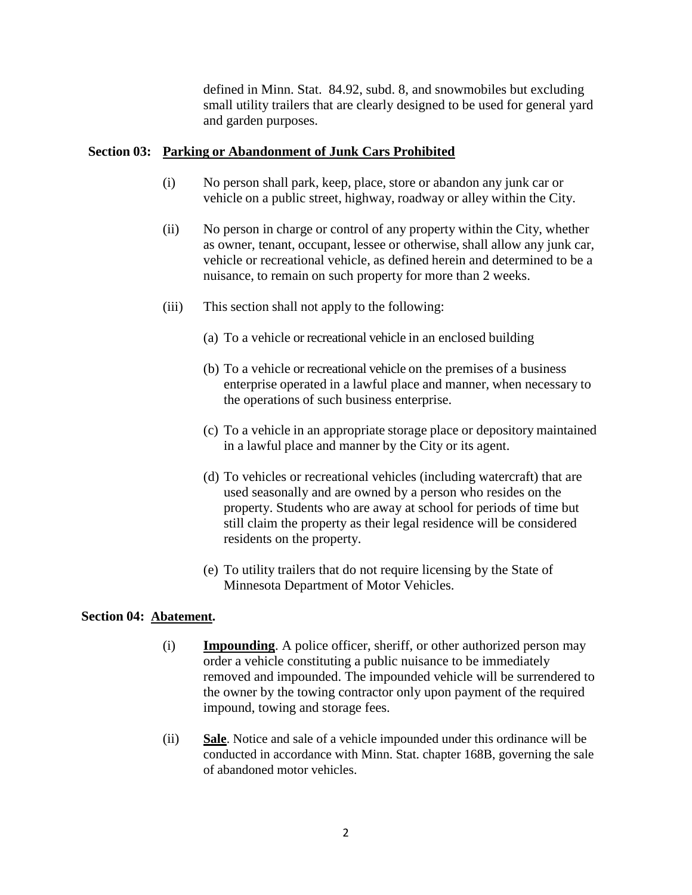defined in Minn. Stat. 84.92, subd. 8, and snowmobiles but excluding small utility trailers that are clearly designed to be used for general yard and garden purposes.

**Section 03: <u>Parking or Abandonment of Junk Cars Prohibited</u>**

(i) No person shall park, keep, place, store or abandon any junk car or vehicle on a public street, highway, roadway or alley within the City.

(ii) No person in charge or control of any property within the City, whether as owner, tenant, occupant, lessee or otherwise, shall allow any junk car, vehicle or recreational vehicle, as defined herein and determined to be a nuisance, to remain on such property for more than 2 weeks.

(iii) This section shall not apply to the following:

(a) To a vehicle or recreational vehicle in an enclosed building

(b) To a vehicle or recreational vehicle on the premises of a business enterprise operated in a lawful place and manner, when necessary to the operations of such business enterprise.

(c) To a vehicle in an appropriate storage place or depository maintained in a lawful place and manner by the City or its agent.

(d) To vehicles or recreational vehicles (including watercraft) that are used seasonally and are owned by a person who resides on the property. Students who are away at school for periods of time but still claim the property as their legal residence will be considered residents on the property.

(e) To utility trailers that do not require licensing by the State of Minnesota Department of Motor Vehicles.

**Section 04: <u>Abatement</u>.**

(i) **<u>Impounding</u>**. A police officer, sheriff, or other authorized person may order a vehicle constituting a public nuisance to be immediately removed and impounded. The impounded vehicle will be surrendered to the owner by the towing contractor only upon payment of the required impound, towing and storage fees.

(ii) **<u>Sale</u>**. Notice and sale of a vehicle impounded under this ordinance will be conducted in accordance with Minn. Stat. chapter 168B, governing the sale of abandoned motor vehicles.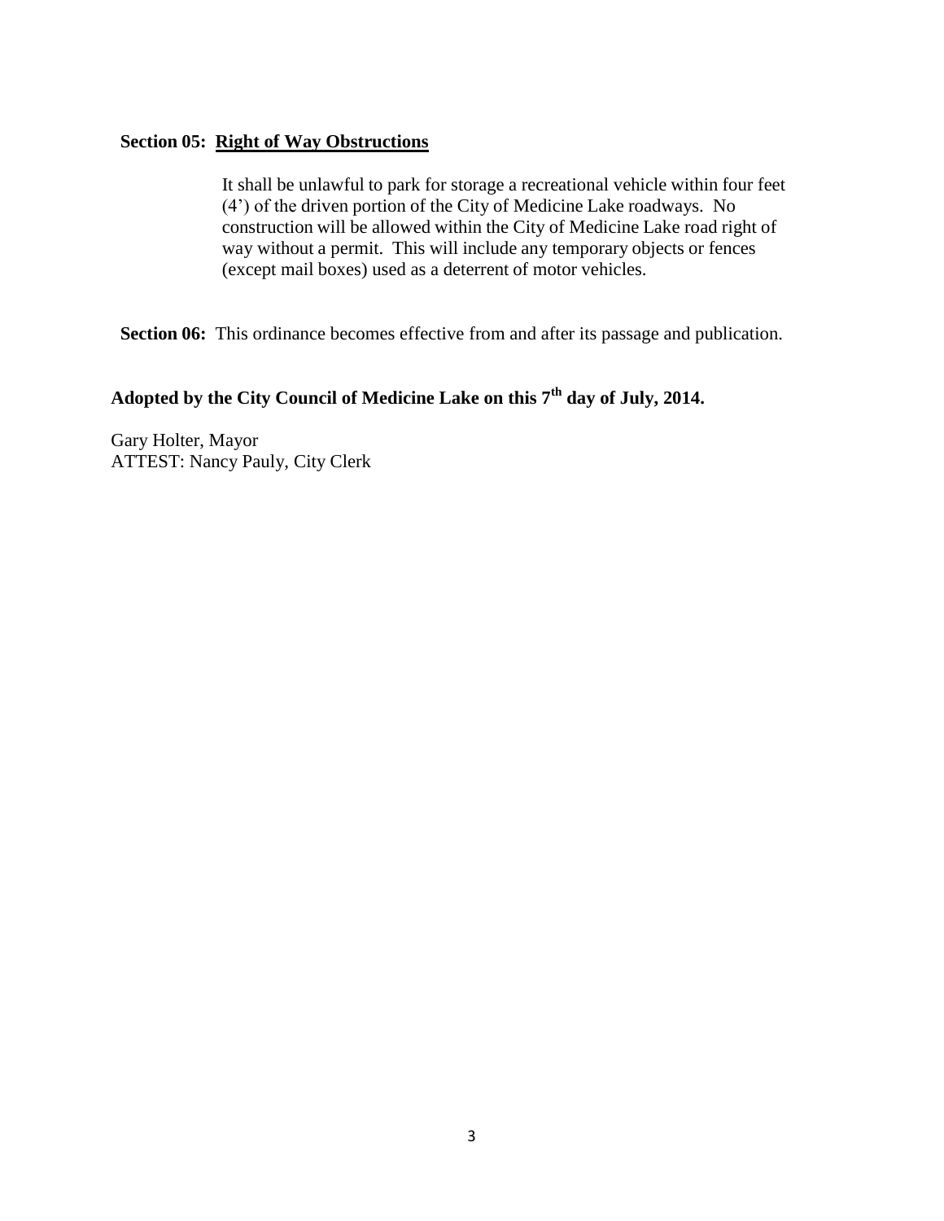**Section 05: Right of Way Obstructions**

It shall be unlawful to park for storage a recreational vehicle within four feet (4') of the driven portion of the City of Medicine Lake roadways. No construction will be allowed within the City of Medicine Lake road right of way without a permit. This will include any temporary objects or fences (except mail boxes) used as a deterrent of motor vehicles.

**Section 06:** This ordinance becomes effective from and after its passage and publication.

**Adopted by the City Council of Medicine Lake on this 7th day of July, 2014.**

Gary Holter, Mayor
ATTEST: Nancy Pauly, City Clerk